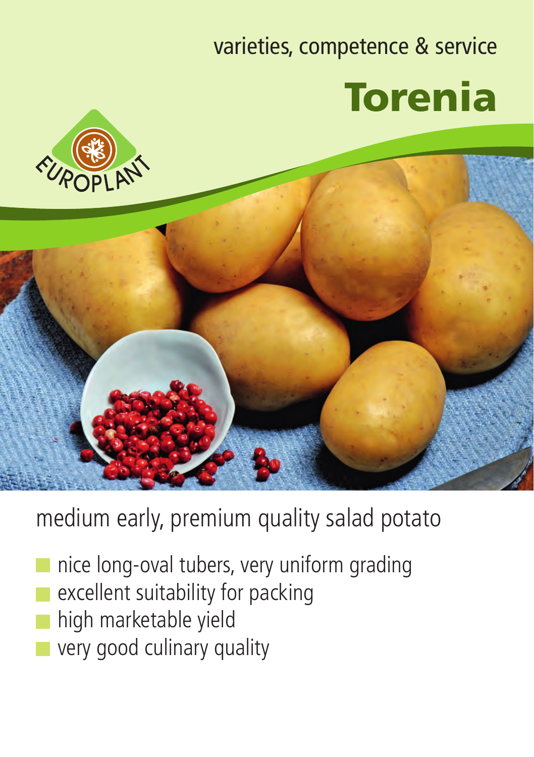varieties, competence & service

# Torenia

EUROPLANT

## medium early, premium quality salad potato

- nice long-oval tubers, very uniform grading
- excellent suitability for packing
- high marketable yield
- very good culinary quality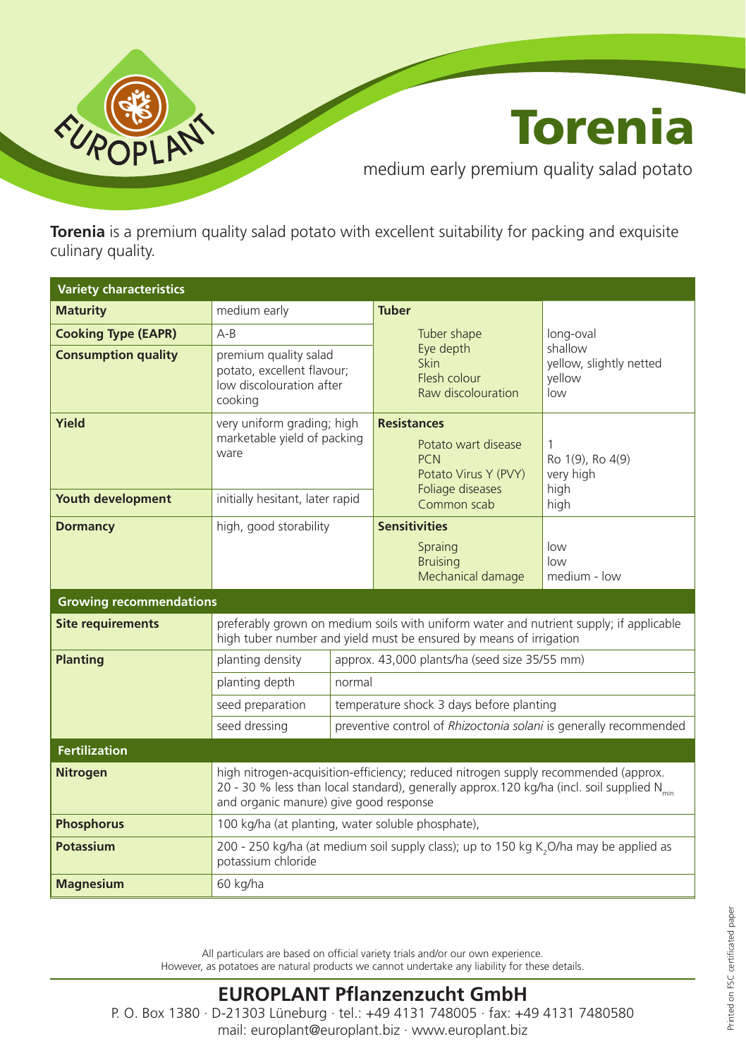# Torenia

medium early premium quality salad potato

**Torenia** is a premium quality salad potato with excellent suitability for packing and exquisite culinary quality.

| Variety characteristics | | | |
|---|---|---|---|
| **Maturity** | medium early | **Tuber** | |
| **Cooking Type (EAPR)** | A-B | Tuber shape | long-oval |
| **Consumption quality** | premium quality salad potato, excellent flavour; low discolouration after cooking | Eye depth<br>Skin<br>Flesh colour<br>Raw discolouration | shallow<br>yellow, slightly netted<br>yellow<br>low |
| **Yield** | very uniform grading; high marketable yield of packing ware | **Resistances**<br>Potato wart disease<br>PCN<br>Potato Virus Y (PVY) | <br>1<br>Ro 1(9), Ro 4(9)<br>very high |
| **Youth development** | initially hesitant, later rapid | Foliage diseases<br>Common scab | high<br>high |
| **Dormancy** | high, good storability | **Sensitivities**<br>Spraing<br>Bruising<br>Mechanical damage | <br>low<br>low<br>medium - low |

| Growing recommendations | | |
|---|---|---|
| **Site requirements** | preferably grown on medium soils with uniform water and nutrient supply; if applicable high tuber number and yield must be ensured by means of irrigation | |
| **Planting** | planting density | approx. 43,000 plants/ha (seed size 35/55 mm) |
| | planting depth | normal |
| | seed preparation | temperature shock 3 days before planting |
| | seed dressing | preventive control of *Rhizoctonia solani* is generally recommended |

| Fertilization | |
|---|---|
| **Nitrogen** | high nitrogen-acquisition-efficiency; reduced nitrogen supply recommended (approx. 20 - 30 % less than local standard), generally approx.120 kg/ha (incl. soil supplied $N_{min}$ and organic manure) give good response |
| **Phosphorus** | 100 kg/ha (at planting, water soluble phosphate), |
| **Potassium** | 200 - 250 kg/ha (at medium soil supply class); up to 150 kg $K_2O$/ha may be applied as potassium chloride |
| **Magnesium** | 60 kg/ha |

All particulars are based on official variety trials and/or our own experience.
However, as potatoes are natural products we cannot undertake any liability for these details.

**EUROPLANT Pflanzenzucht GmbH**
P. O. Box 1380 · D-21303 Lüneburg · tel.: +49 4131 748005 · fax: +49 4131 7480580
mail: europlant@europlant.biz · www.europlant.biz

Printed on FSC certificated paper